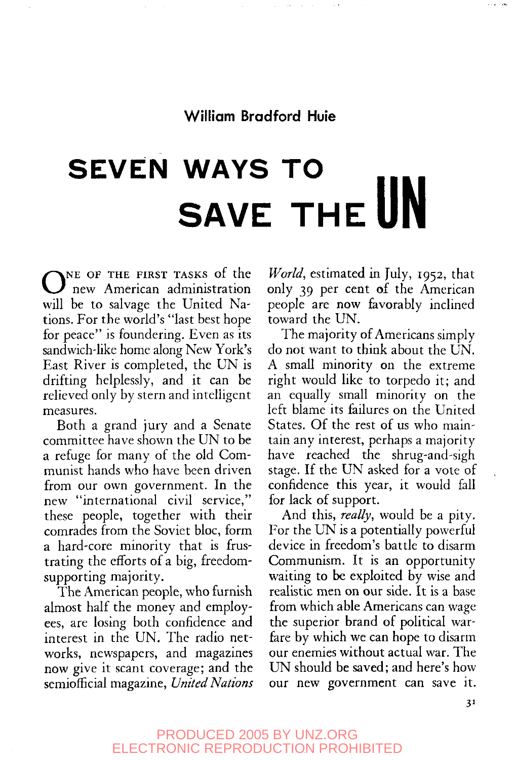William Bradford Huie

# SEVEN WAYS TO SAVE THE UN

ONE OF THE FIRST TASKS of the new American administration will be to salvage the United Nations. For the world's "last best hope for peace" is foundering. Even as its sandwich-like home along New York's East River is completed, the UN is drifting helplessly, and it can be relieved only by stern and intelligent measures.

Both a grand jury and a Senate committee have shown the UN to be a refuge for many of the old Communist hands who have been driven from our own government. In the new "international civil service," these people, together with their comrades from the Soviet bloc, form a hard-core minority that is frustrating the efforts of a big, freedom-supporting majority.

The American people, who furnish almost half the money and employees, are losing both confidence and interest in the UN. The radio networks, newspapers, and magazines now give it scant coverage; and the semiofficial magazine, *United Nations World*, estimated in July, 1952, that only 39 per cent of the American people are now favorably inclined toward the UN.

The majority of Americans simply do not want to think about the UN. A small minority on the extreme right would like to torpedo it; and an equally small minority on the left blame its failures on the United States. Of the rest of us who maintain any interest, perhaps a majority have reached the shrug-and-sigh stage. If the UN asked for a vote of confidence this year, it would fall for lack of support.

And this, *really*, would be a pity. For the UN is a potentially powerful device in freedom's battle to disarm Communism. It is an opportunity waiting to be exploited by wise and realistic men on our side. It is a base from which able Americans can wage the superior brand of political warfare by which we can hope to disarm our enemies without actual war. The UN should be saved; and here's how our new government can save it.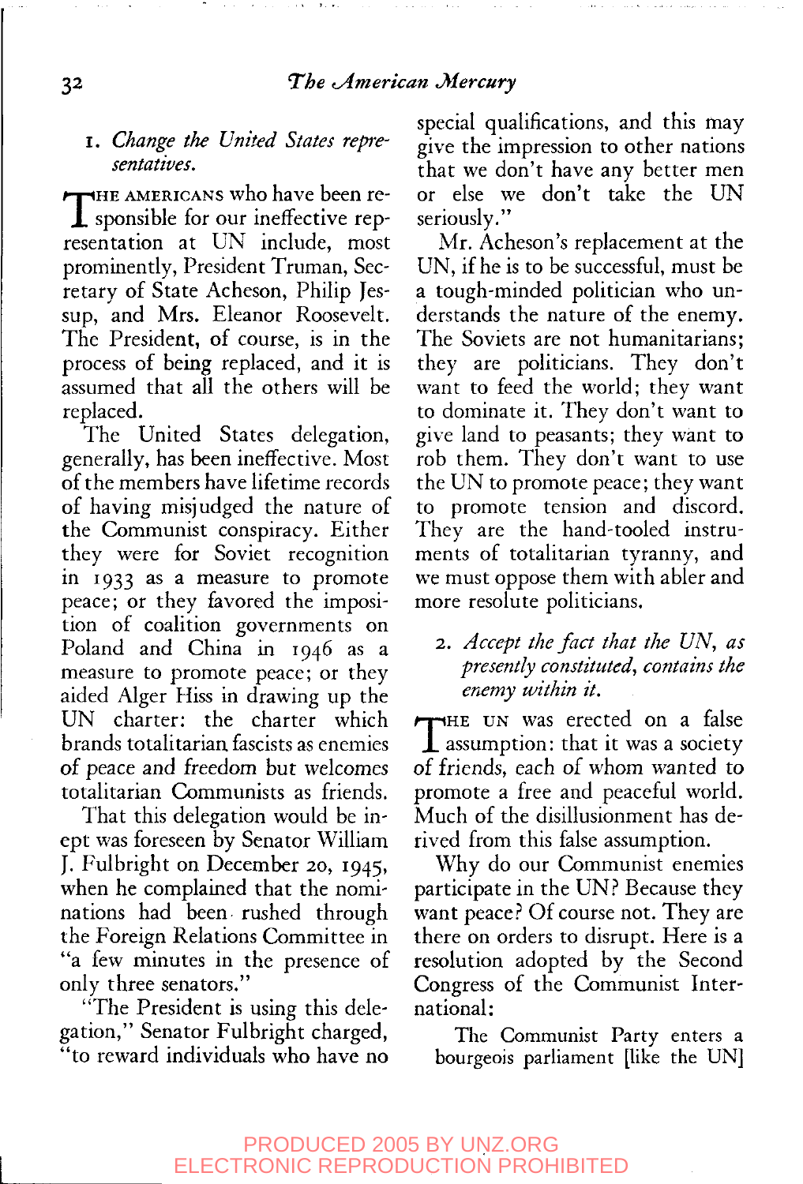1. *Change the United States representatives.*

THE AMERICANS who have been responsible for our ineffective representation at UN include, most prominently, President Truman, Secretary of State Acheson, Philip Jessup, and Mrs. Eleanor Roosevelt. The President, of course, is in the process of being replaced, and it is assumed that all the others will be replaced.

The United States delegation, generally, has been ineffective. Most of the members have lifetime records of having misjudged the nature of the Communist conspiracy. Either they were for Soviet recognition in 1933 as a measure to promote peace; or they favored the imposition of coalition governments on Poland and China in 1946 as a measure to promote peace; or they aided Alger Hiss in drawing up the UN charter: the charter which brands totalitarian fascists as enemies of peace and freedom but welcomes totalitarian Communists as friends.

That this delegation would be inept was foreseen by Senator William J. Fulbright on December 20, 1945, when he complained that the nominations had been rushed through the Foreign Relations Committee in "a few minutes in the presence of only three senators."

"The President is using this delegation," Senator Fulbright charged, "to reward individuals who have no special qualifications, and this may give the impression to other nations that we don't have any better men or else we don't take the UN seriously."

Mr. Acheson's replacement at the UN, if he is to be successful, must be a tough-minded politician who understands the nature of the enemy. The Soviets are not humanitarians; they are politicians. They don't want to feed the world; they want to dominate it. They don't want to give land to peasants; they want to rob them. They don't want to use the UN to promote peace; they want to promote tension and discord. They are the hand-tooled instruments of totalitarian tyranny, and we must oppose them with abler and more resolute politicians.

2. *Accept the fact that the UN, as presently constituted, contains the enemy within it.*

THE UN was erected on a false assumption: that it was a society of friends, each of whom wanted to promote a free and peaceful world. Much of the disillusionment has derived from this false assumption.

Why do our Communist enemies participate in the UN? Because they want peace? Of course not. They are there on orders to disrupt. Here is a resolution adopted by the Second Congress of the Communist International:

> The Communist Party enters a bourgeois parliament [like the UN]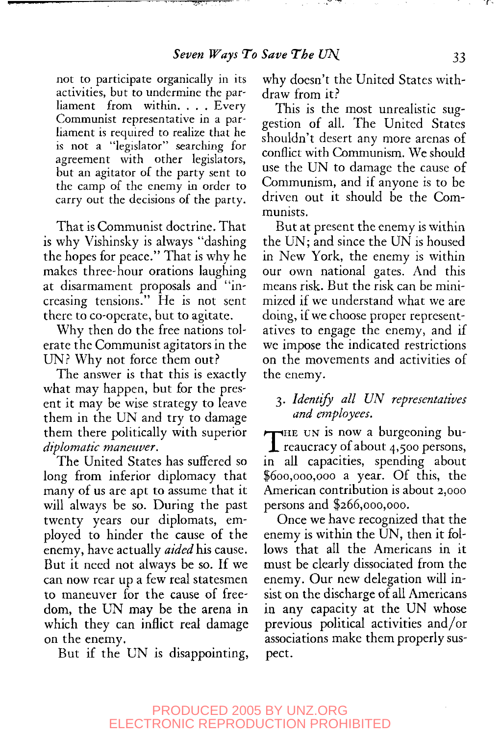not to participate organically in its activities, but to undermine the parliament from within. . . . Every Communist representative in a parliament is required to realize that he is not a "legislator" searching for agreement with other legislators, but an agitator of the party sent to the camp of the enemy in order to carry out the decisions of the party.

That is Communist doctrine. That is why Vishinsky is always "dashing the hopes for peace." That is why he makes three-hour orations laughing at disarmament proposals and "increasing tensions." He is not sent there to co-operate, but to agitate.

Why then do the free nations tolerate the Communist agitators in the UN? Why not force them out?

The answer is that this is exactly what may happen, but for the present it may be wise strategy to leave them in the UN and try to damage them there politically with superior *diplomatic maneuver*.

The United States has suffered so long from inferior diplomacy that many of us are apt to assume that it will always be so. During the past twenty years our diplomats, employed to hinder the cause of the enemy, have actually *aided* his cause. But it need not always be so. If we can now rear up a few real statesmen to maneuver for the cause of freedom, the UN may be the arena in which they can inflict real damage on the enemy.

But if the UN is disappointing, why doesn't the United States withdraw from it?

This is the most unrealistic suggestion of all. The United States shouldn't desert any more arenas of conflict with Communism. We should use the UN to damage the cause of Communism, and if anyone is to be driven out it should be the Communists.

But at present the enemy is within the UN; and since the UN is housed in New York, the enemy is within our own national gates. And this means risk. But the risk can be minimized if we understand what we are doing, if we choose proper representatives to engage the enemy, and if we impose the indicated restrictions on the movements and activities of the enemy.

### 3. *Identify all UN representatives and employees.*

THE UN is now a burgeoning bureaucracy of about 4,500 persons, in all capacities, spending about $600,000,000 a year. Of this, the American contribution is about 2,000 persons and $266,000,000.

Once we have recognized that the enemy is within the UN, then it follows that all the Americans in it must be clearly dissociated from the enemy. Our new delegation will insist on the discharge of all Americans in any capacity at the UN whose previous political activities and/or associations make them properly suspect.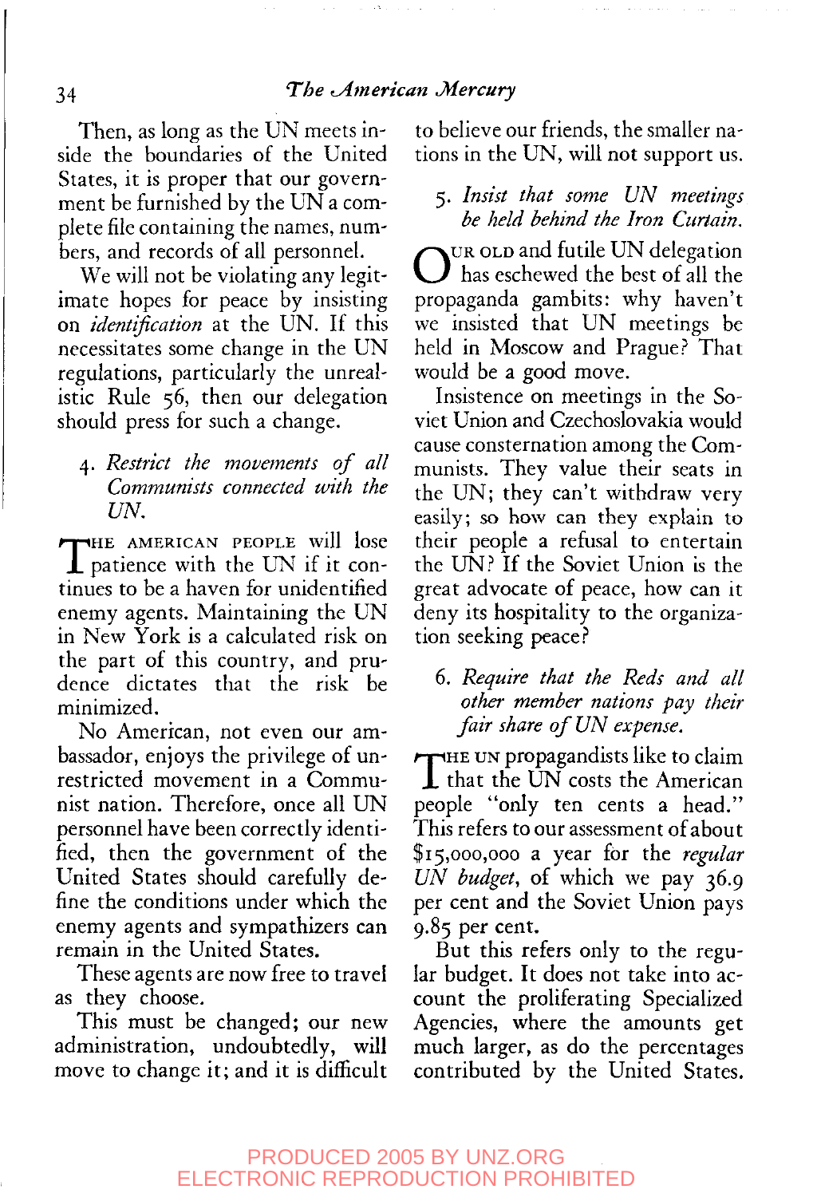Then, as long as the UN meets inside the boundaries of the United States, it is proper that our government be furnished by the UN a complete file containing the names, numbers, and records of all personnel.

We will not be violating any legitimate hopes for peace by insisting on *identification* at the UN. If this necessitates some change in the UN regulations, particularly the unrealistic Rule 56, then our delegation should press for such a change.

4. *Restrict the movements of all Communists connected with the UN.*

THE AMERICAN PEOPLE will lose patience with the UN if it continues to be a haven for unidentified enemy agents. Maintaining the UN in New York is a calculated risk on the part of this country, and prudence dictates that the risk be minimized.

No American, not even our ambassador, enjoys the privilege of unrestricted movement in a Communist nation. Therefore, once all UN personnel have been correctly identified, then the government of the United States should carefully define the conditions under which the enemy agents and sympathizers can remain in the United States.

These agents are now free to travel as they choose.

This must be changed; our new administration, undoubtedly, will move to change it; and it is difficult to believe our friends, the smaller nations in the UN, will not support us.

5. *Insist that some UN meetings be held behind the Iron Curtain.*

OUR OLD and futile UN delegation has eschewed the best of all the propaganda gambits: why haven't we insisted that UN meetings be held in Moscow and Prague? That would be a good move.

Insistence on meetings in the Soviet Union and Czechoslovakia would cause consternation among the Communists. They value their seats in the UN; they can't withdraw very easily; so how can they explain to their people a refusal to entertain the UN? If the Soviet Union is the great advocate of peace, how can it deny its hospitality to the organization seeking peace?

6. *Require that the Reds and all other member nations pay their fair share of UN expense.*

THE UN propagandists like to claim that the UN costs the American people "only ten cents a head." This refers to our assessment of about $15,000,000 a year for the *regular UN budget*, of which we pay 36.9 per cent and the Soviet Union pays 9.85 per cent.

But this refers only to the regular budget. It does not take into account the proliferating Specialized Agencies, where the amounts get much larger, as do the percentages contributed by the United States.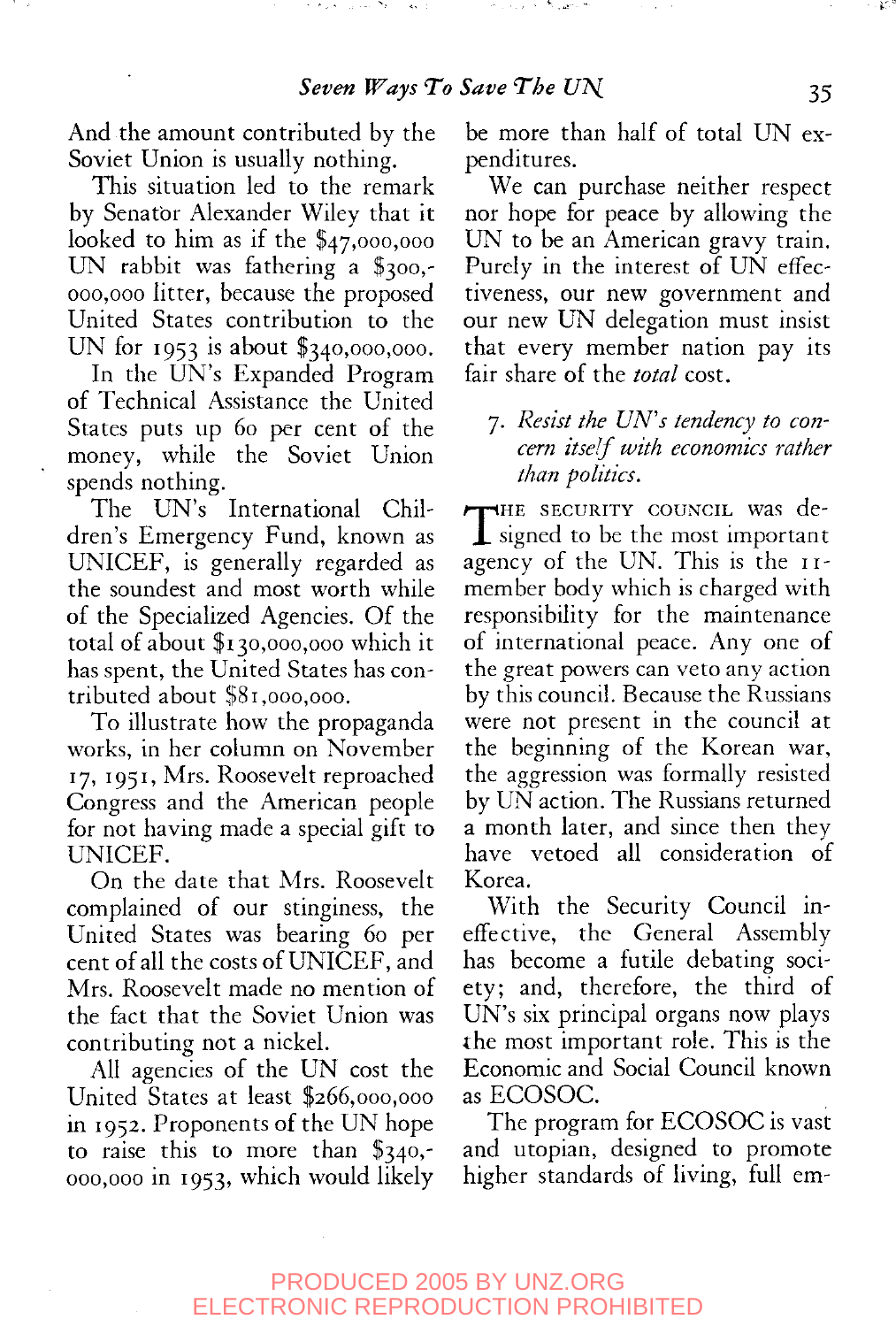And the amount contributed by the Soviet Union is usually nothing.

This situation led to the remark by Senator Alexander Wiley that it looked to him as if the $47,000,000 UN rabbit was fathering a $300,000,000 litter, because the proposed United States contribution to the UN for 1953 is about $340,000,000.

In the UN's Expanded Program of Technical Assistance the United States puts up 60 per cent of the money, while the Soviet Union spends nothing.

The UN's International Children's Emergency Fund, known as UNICEF, is generally regarded as the soundest and most worth while of the Specialized Agencies. Of the total of about $130,000,000 which it has spent, the United States has contributed about $81,000,000.

To illustrate how the propaganda works, in her column on November 17, 1951, Mrs. Roosevelt reproached Congress and the American people for not having made a special gift to UNICEF.

On the date that Mrs. Roosevelt complained of our stinginess, the United States was bearing 60 per cent of all the costs of UNICEF, and Mrs. Roosevelt made no mention of the fact that the Soviet Union was contributing not a nickel.

All agencies of the UN cost the United States at least $266,000,000 in 1952. Proponents of the UN hope to raise this to more than $340,000,000 in 1953, which would likely be more than half of total UN expenditures.

We can purchase neither respect nor hope for peace by allowing the UN to be an American gravy train. Purely in the interest of UN effectiveness, our new government and our new UN delegation must insist that every member nation pay its fair share of the *total* cost.

## 7. *Resist the UN's tendency to concern itself with economics rather than politics.*

The Security Council was designed to be the most important agency of the UN. This is the 11-member body which is charged with responsibility for the maintenance of international peace. Any one of the great powers can veto any action by this council. Because the Russians were not present in the council at the beginning of the Korean war, the aggression was formally resisted by UN action. The Russians returned a month later, and since then they have vetoed all consideration of Korea.

With the Security Council ineffective, the General Assembly has become a futile debating society; and, therefore, the third of UN's six principal organs now plays the most important role. This is the Economic and Social Council known as ECOSOC.

The program for ECOSOC is vast and utopian, designed to promote higher standards of living, full em-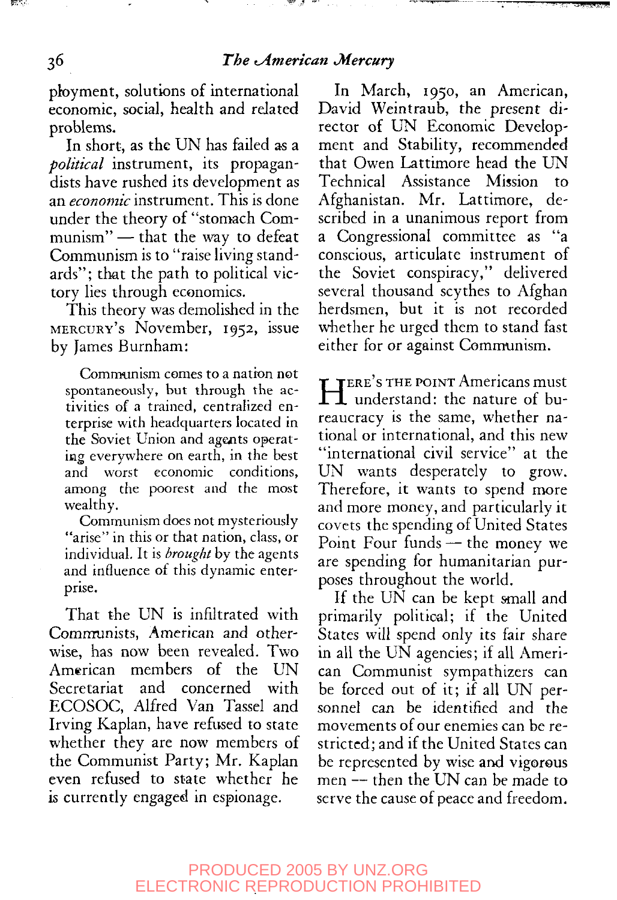ployment, solutions of international economic, social, health and related problems.

In short, as the UN has failed as a *political* instrument, its propagandists have rushed its development as an *economic* instrument. This is done under the theory of "stomach Communism" — that the way to defeat Communism is to "raise living standards"; that the path to political victory lies through economics.

This theory was demolished in the MERCURY's November, 1952, issue by James Burnham:

> Communism comes to a nation not spontaneously, but through the activities of a trained, centralized enterprise with headquarters located in the Soviet Union and agents operating everywhere on earth, in the best and worst economic conditions, among the poorest and the most wealthy.
>
> Communism does not mysteriously "arise" in this or that nation, class, or individual. It is *brought* by the agents and influence of this dynamic enterprise.

That the UN is infiltrated with Communists, American and otherwise, has now been revealed. Two American members of the UN Secretariat and concerned with ECOSOC, Alfred Van Tassel and Irving Kaplan, have refused to state whether they are now members of the Communist Party; Mr. Kaplan even refused to state whether he is currently engaged in espionage.

In March, 1950, an American, David Weintraub, the present director of UN Economic Development and Stability, recommended that Owen Lattimore head the UN Technical Assistance Mission to Afghanistan. Mr. Lattimore, described in a unanimous report from a Congressional committee as "a conscious, articulate instrument of the Soviet conspiracy," delivered several thousand scythes to Afghan herdsmen, but it is not recorded whether he urged them to stand fast either for or against Communism.

HERE'S THE POINT Americans must understand: the nature of bureaucracy is the same, whether national or international, and this new "international civil service" at the UN wants desperately to grow. Therefore, it wants to spend more and more money, and particularly it covets the spending of United States Point Four funds — the money we are spending for humanitarian purposes throughout the world.

If the UN can be kept small and primarily political; if the United States will spend only its fair share in all the UN agencies; if all American Communist sympathizers can be forced out of it; if all UN personnel can be identified and the movements of our enemies can be restricted; and if the United States can be represented by wise and vigorous men — then the UN can be made to serve the cause of peace and freedom.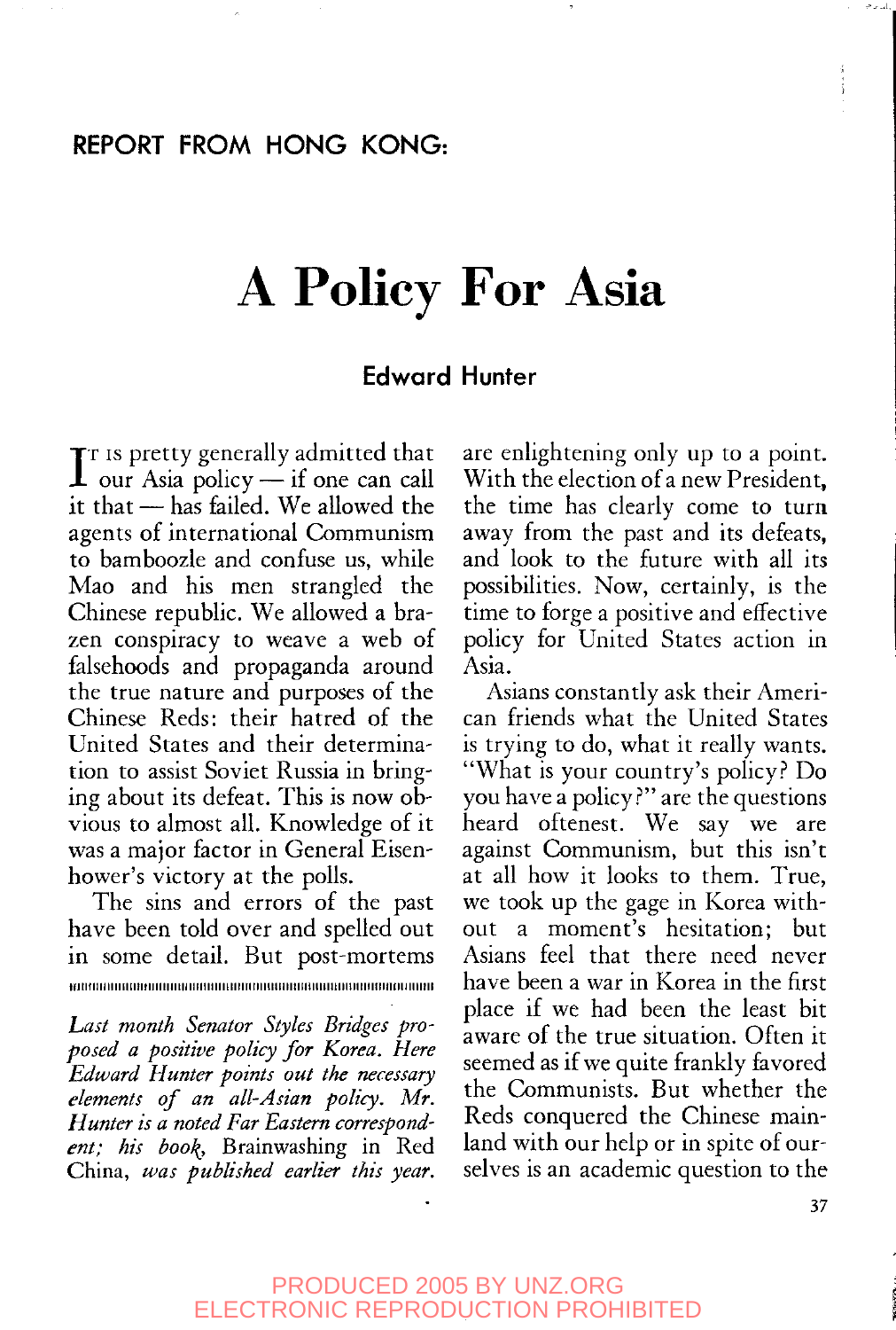REPORT FROM HONG KONG:

# A Policy For Asia

**Edward Hunter**

*Last month Senator Styles Bridges proposed a positive policy for Korea. Here Edward Hunter points out the necessary elements of an all-Asian policy. Mr. Hunter is a noted Far Eastern correspondent; his book,* Brainwashing in Red China, *was published earlier this year.*

IT IS pretty generally admitted that our Asia policy — if one can call it that — has failed. We allowed the agents of international Communism to bamboozle and confuse us, while Mao and his men strangled the Chinese republic. We allowed a brazen conspiracy to weave a web of falsehoods and propaganda around the true nature and purposes of the Chinese Reds: their hatred of the United States and their determination to assist Soviet Russia in bringing about its defeat. This is now obvious to almost all. Knowledge of it was a major factor in General Eisenhower's victory at the polls.

The sins and errors of the past have been told over and spelled out in some detail. But post-mortems are enlightening only up to a point. With the election of a new President, the time has clearly come to turn away from the past and its defeats, and look to the future with all its possibilities. Now, certainly, is the time to forge a positive and effective policy for United States action in Asia.

Asians constantly ask their American friends what the United States is trying to do, what it really wants. "What is your country's policy? Do you have a policy?" are the questions heard oftenest. We say we are against Communism, but this isn't at all how it looks to them. True, we took up the gage in Korea without a moment's hesitation; but Asians feel that there need never have been a war in Korea in the first place if we had been the least bit aware of the true situation. Often it seemed as if we quite frankly favored the Communists. But whether the Reds conquered the Chinese mainland with our help or in spite of ourselves is an academic question to the